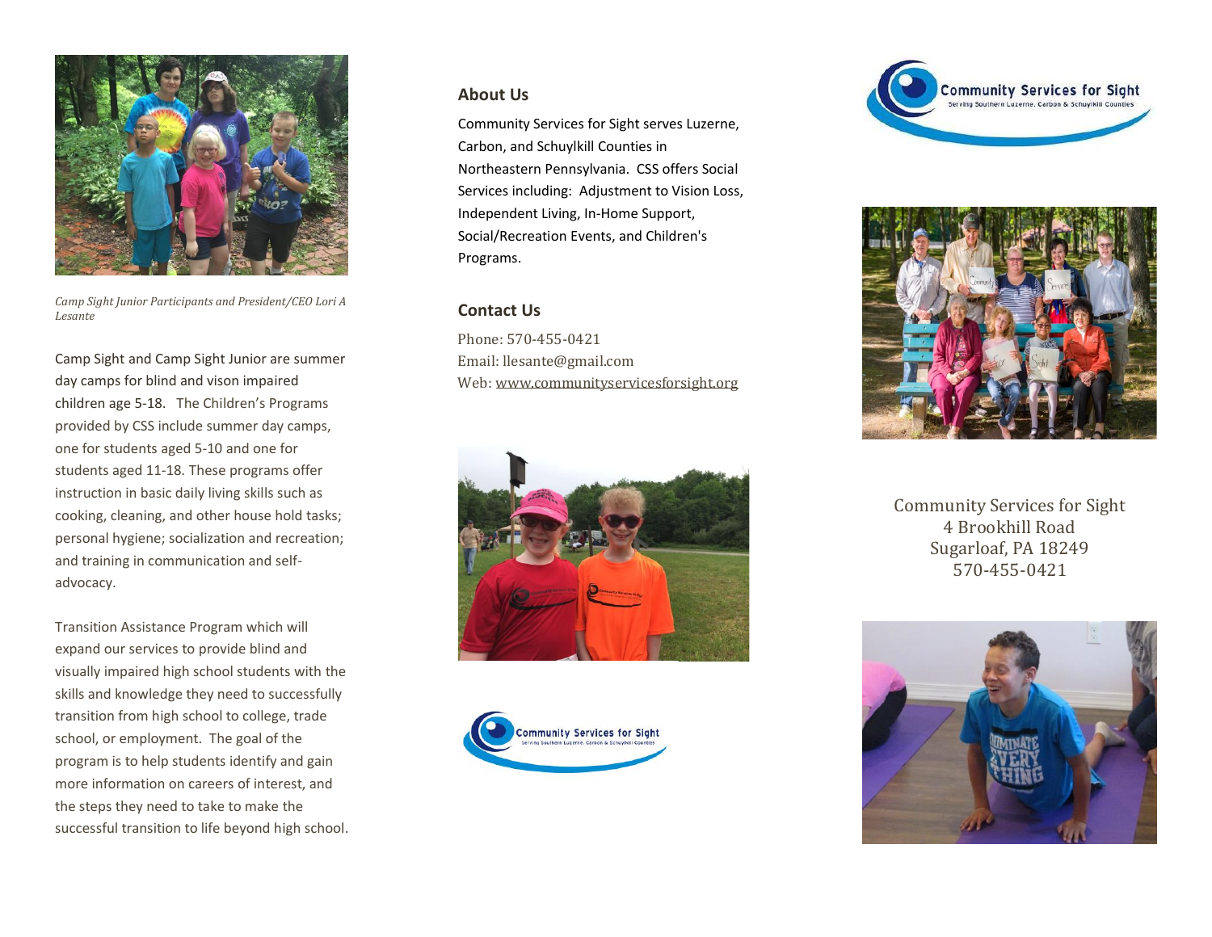*Camp Sight Junior Participants and President/CEO Lori A Lesante*

Camp Sight and Camp Sight Junior are summer day camps for blind and vison impaired children age 5-18. The Children's Programs provided by CSS include summer day camps, one for students aged 5-10 and one for students aged 11-18. These programs offer instruction in basic daily living skills such as cooking, cleaning, and other house hold tasks; personal hygiene; socialization and recreation; and training in communication and self-advocacy.

Transition Assistance Program which will expand our services to provide blind and visually impaired high school students with the skills and knowledge they need to successfully transition from high school to college, trade school, or employment. The goal of the program is to help students identify and gain more information on careers of interest, and the steps they need to take to make the successful transition to life beyond high school.

## About Us

Community Services for Sight serves Luzerne, Carbon, and Schuylkill Counties in Northeastern Pennsylvania. CSS offers Social Services including: Adjustment to Vision Loss, Independent Living, In-Home Support, Social/Recreation Events, and Children's Programs.

## Contact Us

Phone: 570-455-0421
Email: llesante@gmail.com
Web: www.communityservicesforsight.org

Community Services for Sight
Serving Southern Luzerne, Carbon & Schuylkill Counties

Community Services for Sight
4 Brookhill Road
Sugarloaf, PA 18249
570-455-0421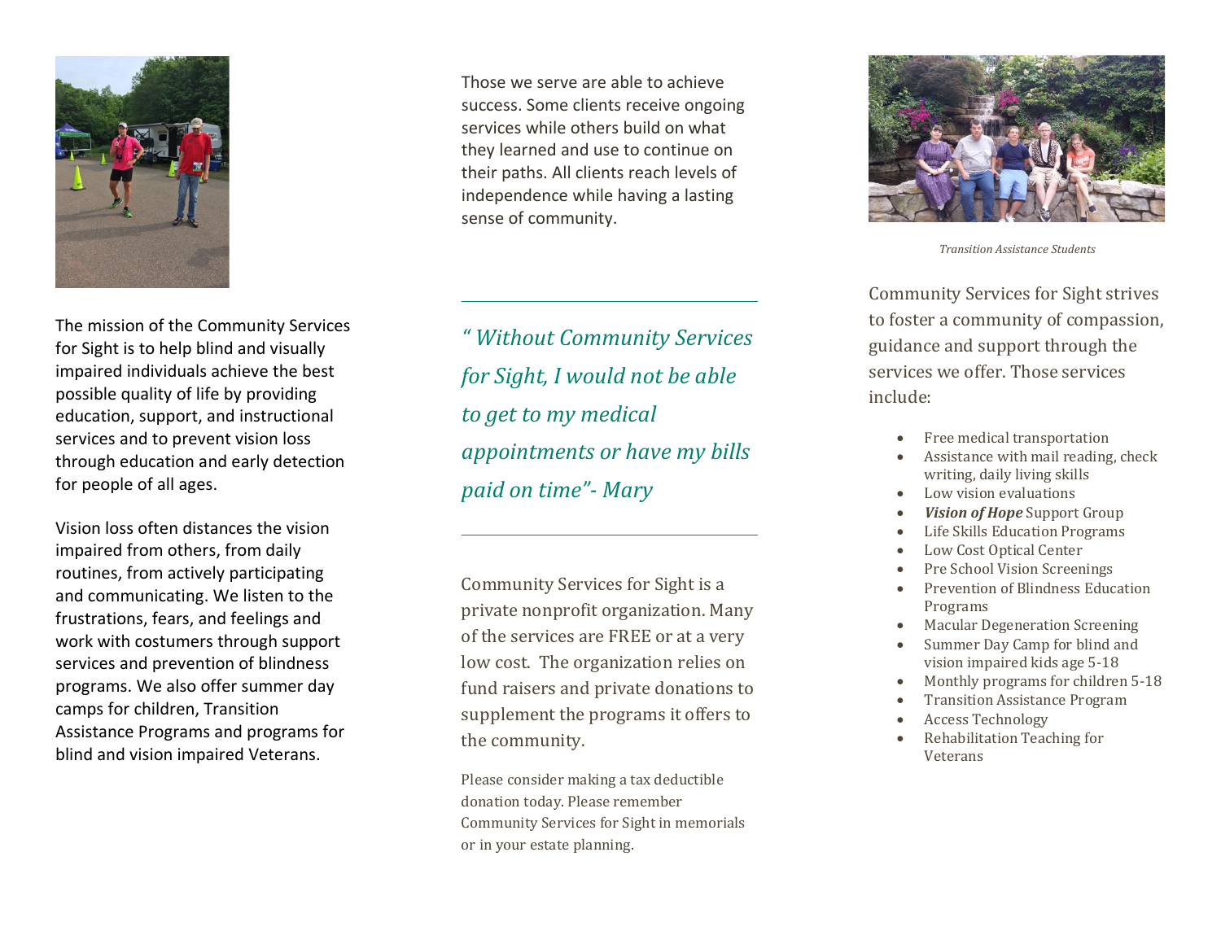The mission of the Community Services for Sight is to help blind and visually impaired individuals achieve the best possible quality of life by providing education, support, and instructional services and to prevent vision loss through education and early detection for people of all ages.

Vision loss often distances the vision impaired from others, from daily routines, from actively participating and communicating. We listen to the frustrations, fears, and feelings and work with costumers through support services and prevention of blindness programs. We also offer summer day camps for children, Transition Assistance Programs and programs for blind and vision impaired Veterans.

Those we serve are able to achieve success. Some clients receive ongoing services while others build on what they learned and use to continue on their paths. All clients reach levels of independence while having a lasting sense of community.

---

*" Without Community Services for Sight, I would not be able to get to my medical appointments or have my bills paid on time"- Mary*

---

Community Services for Sight is a private nonprofit organization. Many of the services are FREE or at a very low cost. The organization relies on fund raisers and private donations to supplement the programs it offers to the community.

Please consider making a tax deductible donation today. Please remember Community Services for Sight in memorials or in your estate planning.

*Transition Assistance Students*

Community Services for Sight strives to foster a community of compassion, guidance and support through the services we offer. Those services include:

- Free medical transportation
- Assistance with mail reading, check writing, daily living skills
- Low vision evaluations
- ***Vision of Hope*** Support Group
- Life Skills Education Programs
- Low Cost Optical Center
- Pre School Vision Screenings
- Prevention of Blindness Education Programs
- Macular Degeneration Screening
- Summer Day Camp for blind and vision impaired kids age 5-18
- Monthly programs for children 5-18
- Transition Assistance Program
- Access Technology
- Rehabilitation Teaching for Veterans